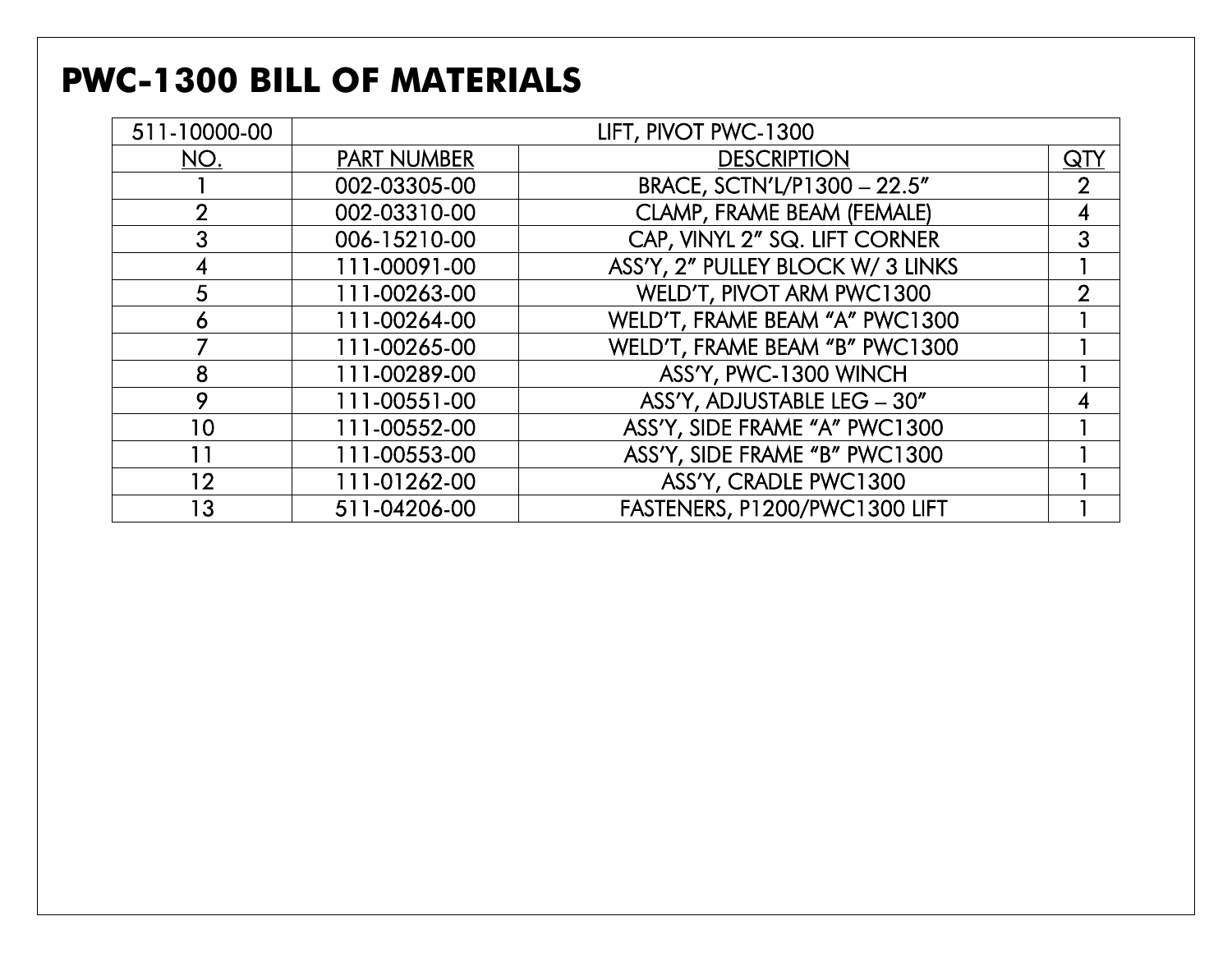# PWC-1300 BILL OF MATERIALS

| 511-10000-00 | LIFT, PIVOT PWC-1300 | | |
| --- | --- | --- | --- |
| NO. | PART NUMBER | DESCRIPTION | QTY |
| 1 | 002-03305-00 | BRACE, SCTN'L/P1300 – 22.5" | 2 |
| 2 | 002-03310-00 | CLAMP, FRAME BEAM (FEMALE) | 4 |
| 3 | 006-15210-00 | CAP, VINYL 2" SQ. LIFT CORNER | 3 |
| 4 | 111-00091-00 | ASS'Y, 2" PULLEY BLOCK W/ 3 LINKS | 1 |
| 5 | 111-00263-00 | WELD'T, PIVOT ARM PWC1300 | 2 |
| 6 | 111-00264-00 | WELD'T, FRAME BEAM "A" PWC1300 | 1 |
| 7 | 111-00265-00 | WELD'T, FRAME BEAM "B" PWC1300 | 1 |
| 8 | 111-00289-00 | ASS'Y, PWC-1300 WINCH | 1 |
| 9 | 111-00551-00 | ASS'Y, ADJUSTABLE LEG – 30" | 4 |
| 10 | 111-00552-00 | ASS'Y, SIDE FRAME "A" PWC1300 | 1 |
| 11 | 111-00553-00 | ASS'Y, SIDE FRAME "B" PWC1300 | 1 |
| 12 | 111-01262-00 | ASS'Y, CRADLE PWC1300 | 1 |
| 13 | 511-04206-00 | FASTENERS, P1200/PWC1300 LIFT | 1 |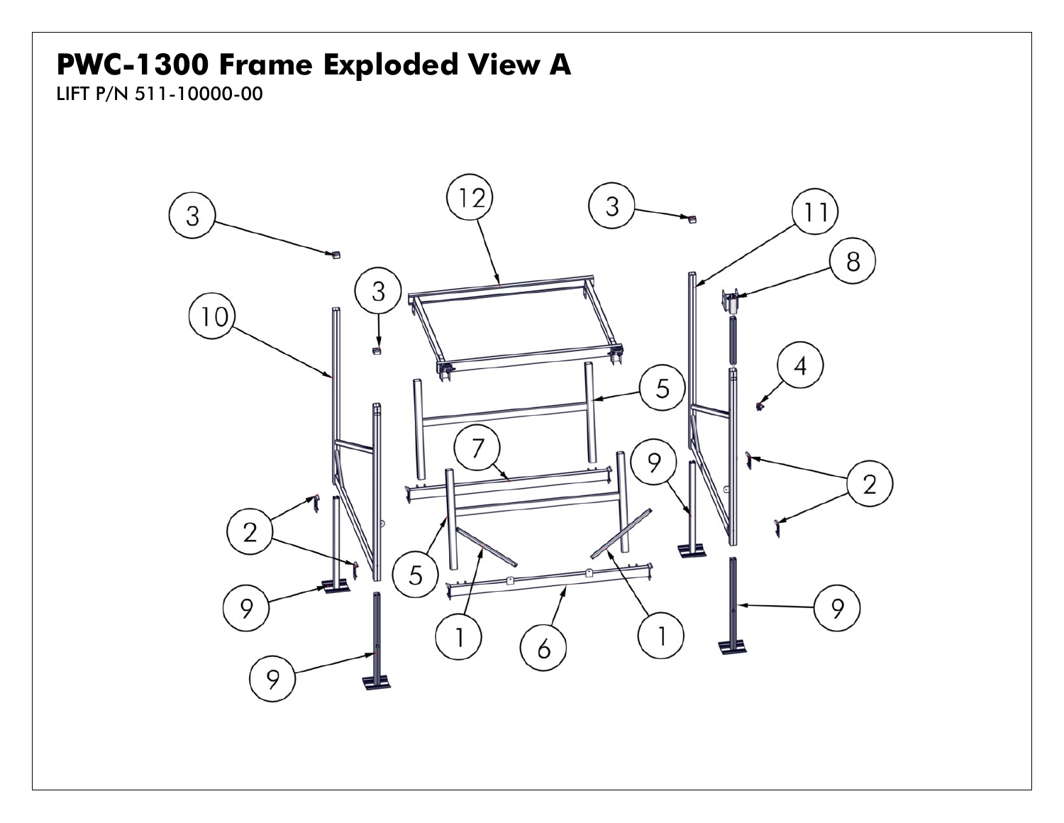# PWC-1300 Frame Exploded View A

LIFT P/N 511-10000-00

3

12

3

11

8

3

10

4

5

2

7

9

2

5

1

6

1

9

9

9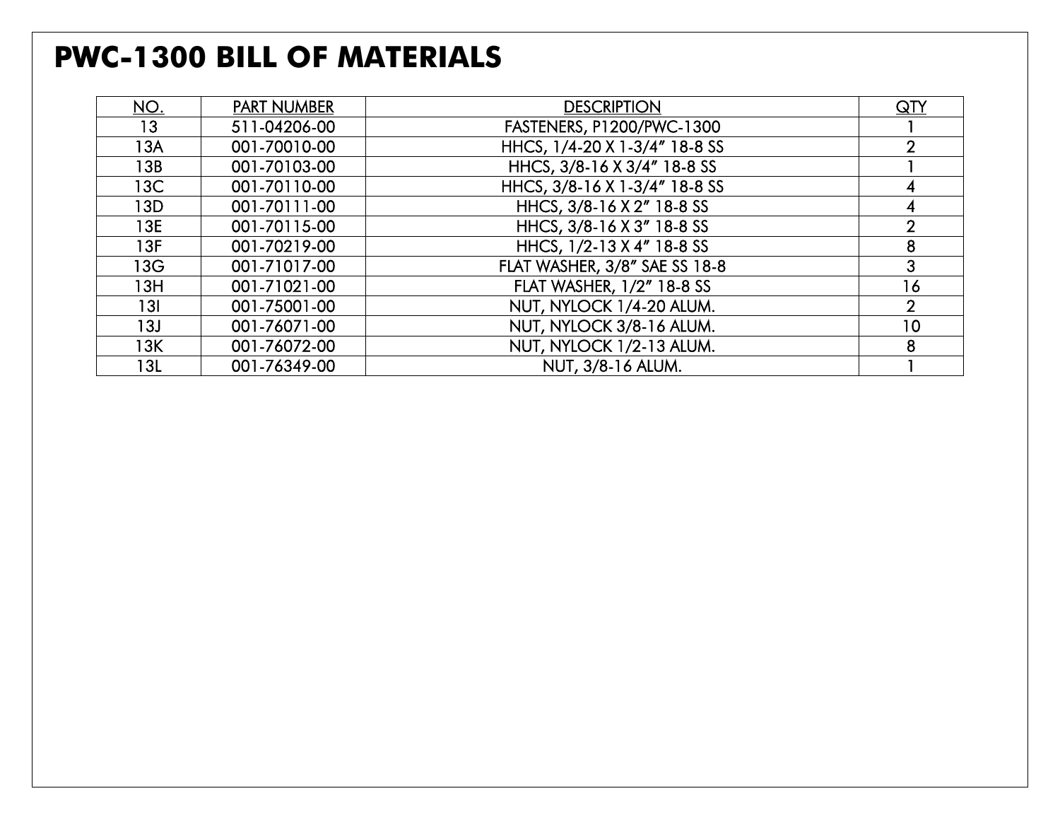# PWC-1300 BILL OF MATERIALS

| NO. | PART NUMBER | DESCRIPTION | QTY |
|---|---|---|---|
| 13 | 511-04206-00 | FASTENERS, P1200/PWC-1300 | 1 |
| 13A | 001-70010-00 | HHCS, 1/4-20 X 1-3/4" 18-8 SS | 2 |
| 13B | 001-70103-00 | HHCS, 3/8-16 X 3/4" 18-8 SS | 1 |
| 13C | 001-70110-00 | HHCS, 3/8-16 X 1-3/4" 18-8 SS | 4 |
| 13D | 001-70111-00 | HHCS, 3/8-16 X 2" 18-8 SS | 4 |
| 13E | 001-70115-00 | HHCS, 3/8-16 X 3" 18-8 SS | 2 |
| 13F | 001-70219-00 | HHCS, 1/2-13 X 4" 18-8 SS | 8 |
| 13G | 001-71017-00 | FLAT WASHER, 3/8" SAE SS 18-8 | 3 |
| 13H | 001-71021-00 | FLAT WASHER, 1/2" 18-8 SS | 16 |
| 13I | 001-75001-00 | NUT, NYLOCK 1/4-20 ALUM. | 2 |
| 13J | 001-76071-00 | NUT, NYLOCK 3/8-16 ALUM. | 10 |
| 13K | 001-76072-00 | NUT, NYLOCK 1/2-13 ALUM. | 8 |
| 13L | 001-76349-00 | NUT, 3/8-16 ALUM. | 1 |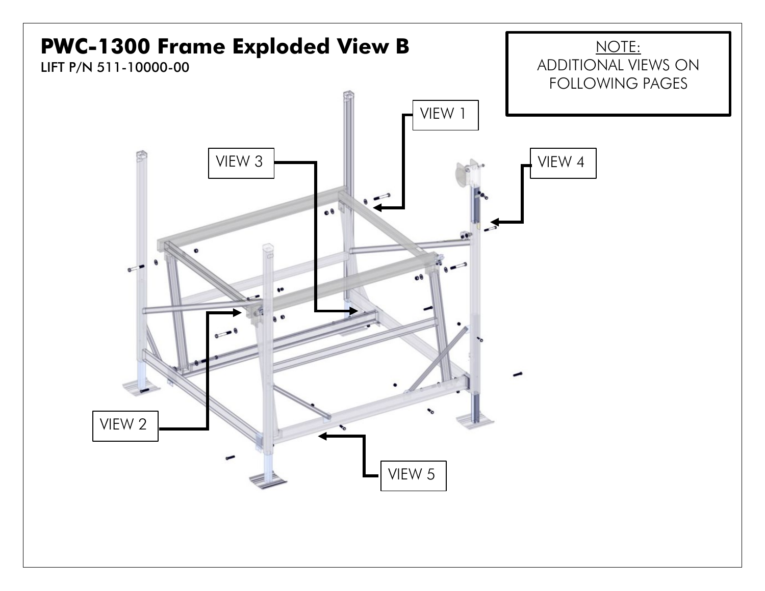# PWC-1300 Frame Exploded View B

LIFT P/N 511-10000-00

NOTE:
ADDITIONAL VIEWS ON FOLLOWING PAGES

VIEW 1

VIEW 3

VIEW 4

VIEW 2

VIEW 5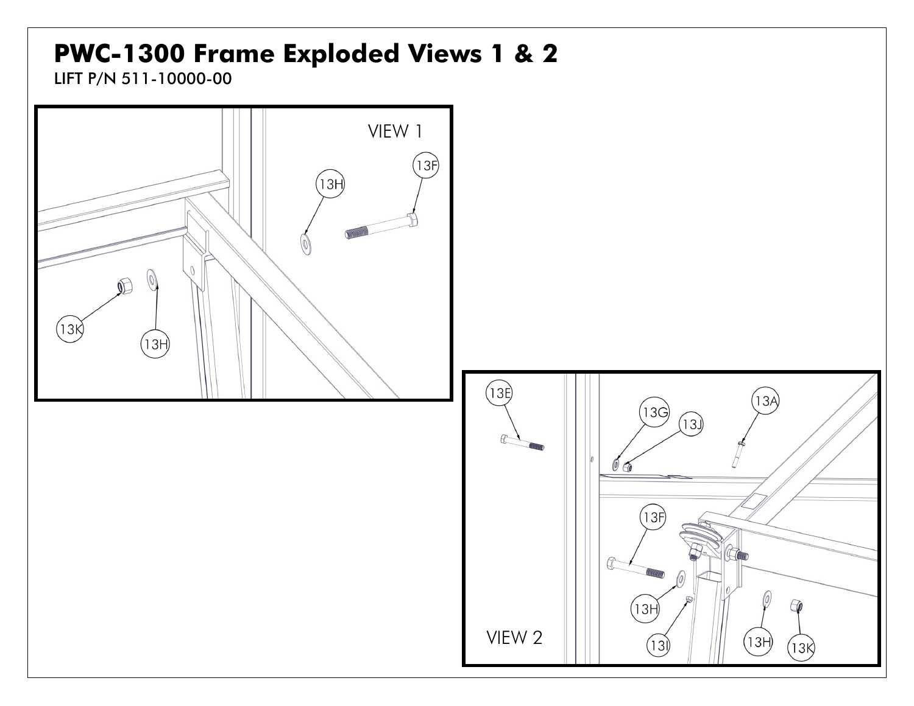# PWC-1300 Frame Exploded Views 1 & 2

LIFT P/N 511-10000-00

VIEW 1

13F

13H

13K

13H

13E

13G

13J

13A

13F

13H

13I

13H

13K

VIEW 2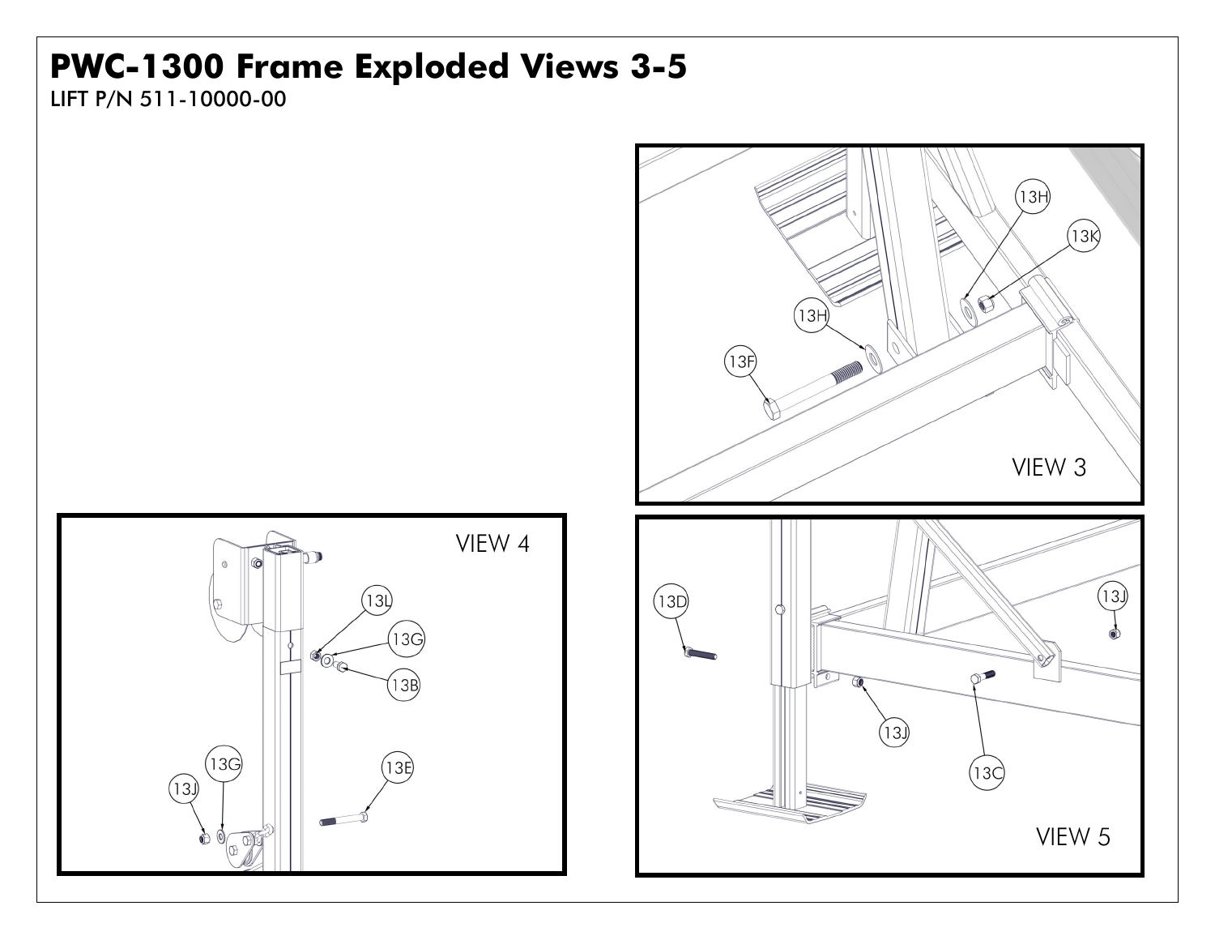# PWC-1300 Frame Exploded Views 3-5

LIFT P/N 511-10000-00

VIEW 3

13H
13K
13H
13F

VIEW 4

13L
13G
13B
13G
13J
13E

VIEW 5

13D
13J
13J
13C